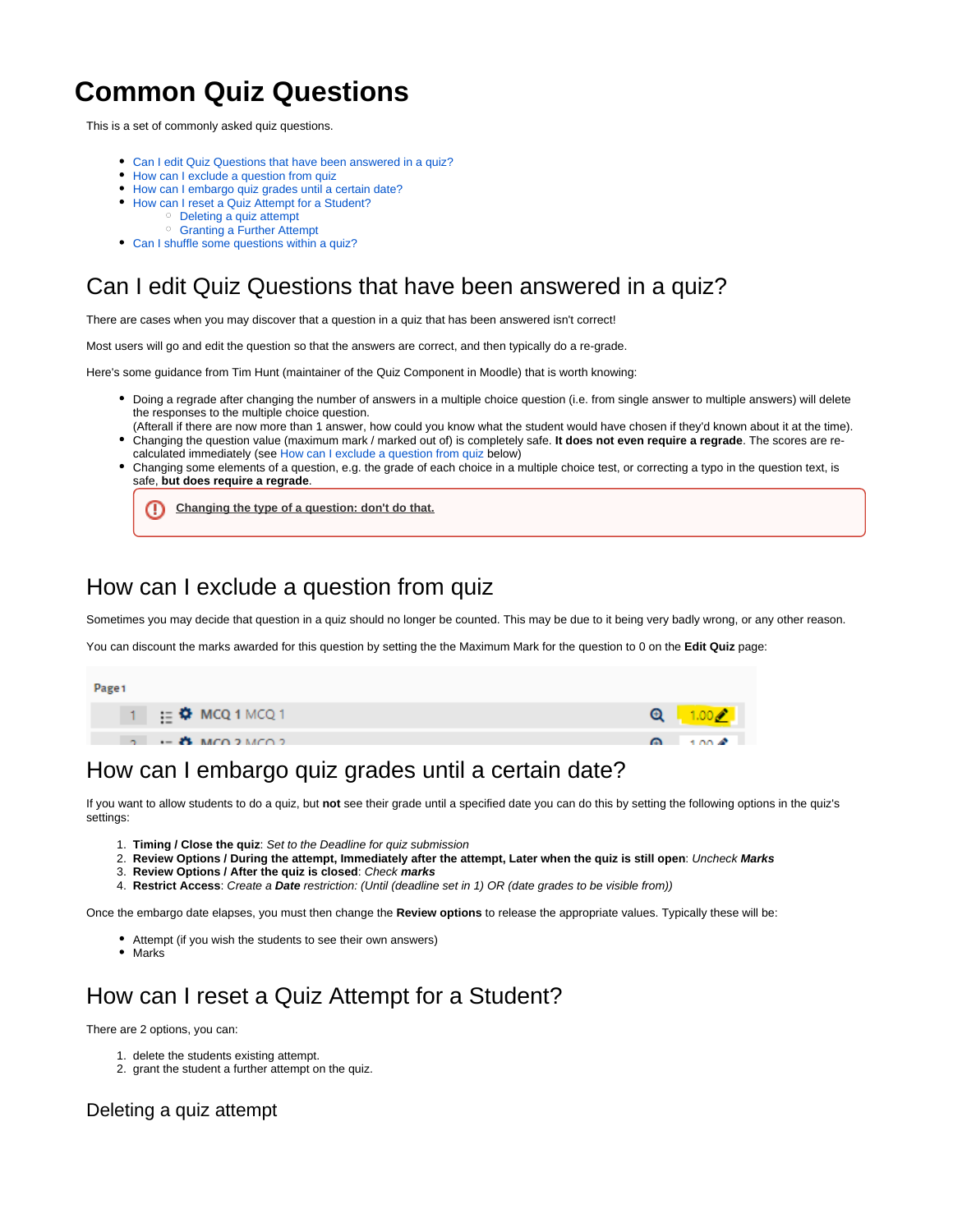# Common Quiz Questions

This is a set of commonly asked quiz questions.

- Can I edit Quiz Questions that have been answered in a quiz?
- How can I exclude a question from quiz
- How can I embargo quiz grades until a certain date?
- How can I reset a Quiz Attempt for a Student?
  - Deleting a quiz attempt
  - Granting a Further Attempt
- Can I shuffle some questions within a quiz?

## Can I edit Quiz Questions that have been answered in a quiz?

There are cases when you may discover that a question in a quiz that has been answered isn't correct!

Most users will go and edit the question so that the answers are correct, and then typically do a re-grade.

Here's some guidance from Tim Hunt (maintainer of the Quiz Component in Moodle) that is worth knowing:

- Doing a regrade after changing the number of answers in a multiple choice question (i.e. from single answer to multiple answers) will delete the responses to the multiple choice question.
  (Afterall if there are now more than 1 answer, how could you know what the student would have chosen if they'd known about it at the time).
- Changing the question value (maximum mark / marked out of) is completely safe. **It does not even require a regrade**. The scores are re-calculated immediately (see How can I exclude a question from quiz below)
- Changing some elements of a question, e.g. the grade of each choice in a multiple choice test, or correcting a typo in the question text, is safe, **but does require a regrade**.

> **Changing the type of a question: don't do that.**

## How can I exclude a question from quiz

Sometimes you may decide that question in a quiz should no longer be counted. This may be due to it being very badly wrong, or any other reason.

You can discount the marks awarded for this question by setting the the Maximum Mark for the question to 0 on the **Edit Quiz** page:

## How can I embargo quiz grades until a certain date?

If you want to allow students to do a quiz, but **not** see their grade until a specified date you can do this by setting the following options in the quiz's settings:

1. **Timing / Close the quiz**: *Set to the Deadline for quiz submission*
2. **Review Options / During the attempt, Immediately after the attempt, Later when the quiz is still open**: *Uncheck **Marks***
3. **Review Options / After the quiz is closed**: *Check **marks***
4. **Restrict Access**: *Create a **Date** restriction: (Until (deadline set in 1) OR (date grades to be visible from))*

Once the embargo date elapses, you must then change the **Review options** to release the appropriate values. Typically these will be:

- Attempt (if you wish the students to see their own answers)
- Marks

## How can I reset a Quiz Attempt for a Student?

There are 2 options, you can:

1. delete the students existing attempt.
2. grant the student a further attempt on the quiz.

### Deleting a quiz attempt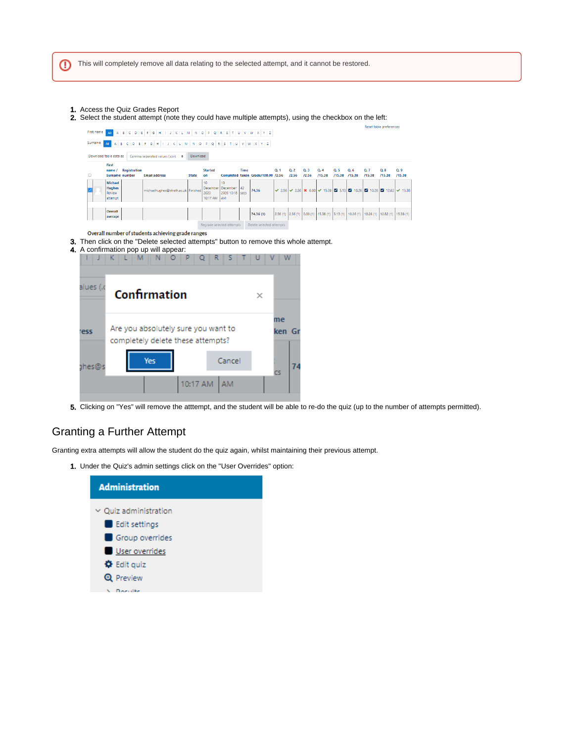This will completely remove all data relating to the selected attempt, and it cannot be restored.

1. Access the Quiz Grades Report
2. Select the student attempt (note they could have multiple attempts), using the checkbox on the left:
3. Then click on the "Delete selected attempts" button to remove this whole attempt.
4. A confirmation pop up will appear:
5. Clicking on "Yes" will remove the atttempt, and the student will be able to re-do the quiz (up to the number of attempts permitted).

## Granting a Further Attempt

Granting extra attempts will allow the student do the quiz again, whilst maintaining their previous attempt.

1. Under the Quiz's admin settings click on the "User Overrides" option: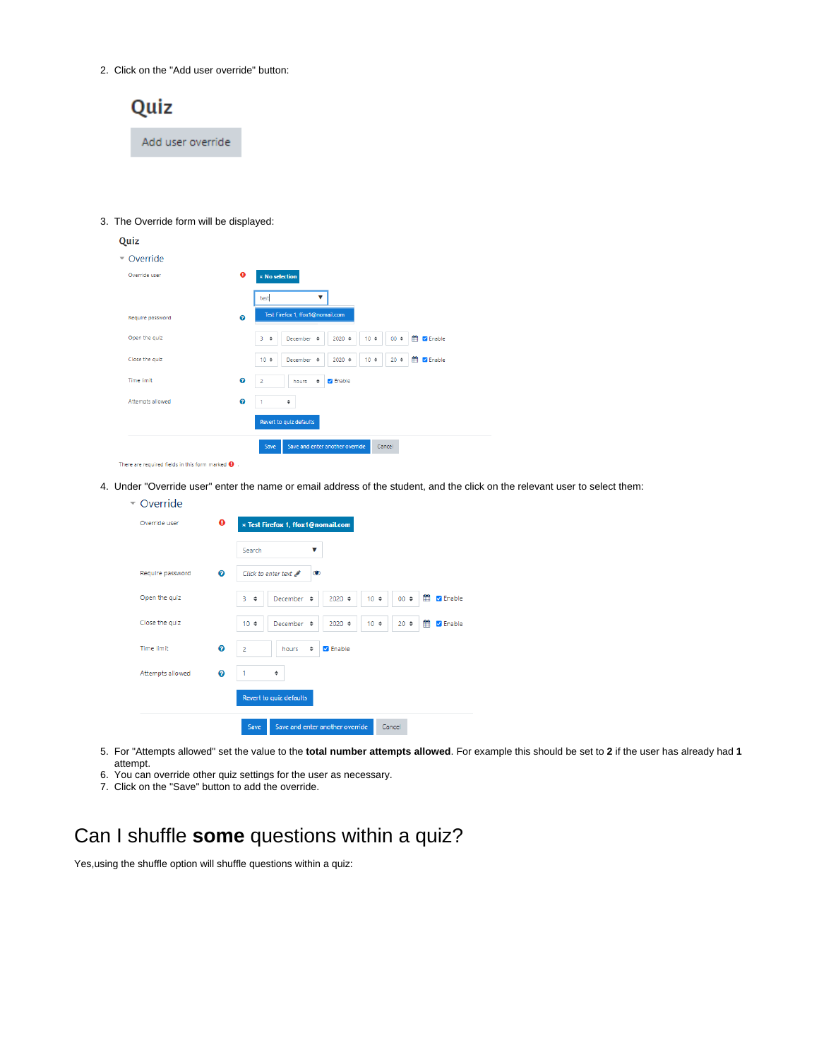2. Click on the "Add user override" button:

3. The Override form will be displayed:

4. Under "Override user" enter the name or email address of the student, and the click on the relevant user to select them:

5. For "Attempts allowed" set the value to the **total number attempts allowed**. For example this should be set to **2** if the user has already had **1** attempt.
6. You can override other quiz settings for the user as necessary.
7. Click on the "Save" button to add the override.

# Can I shuffle **some** questions within a quiz?

Yes,using the shuffle option will shuffle questions within a quiz: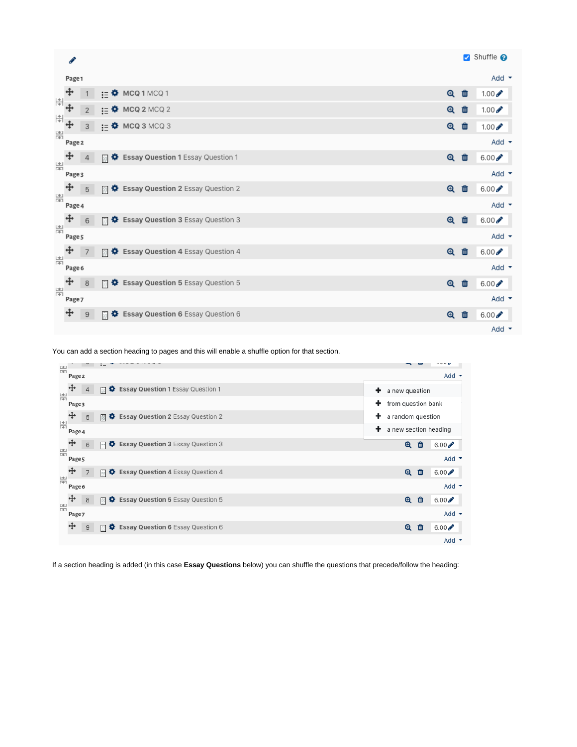Shuffle

Page 1 — Add

| # | Question | Mark |
|---|---|---|
| 1 | MCQ 1 MCQ 1 | 1.00 |
| 2 | MCQ 2 MCQ 2 | 1.00 |
| 3 | MCQ 3 MCQ 3 | 1.00 |

Page 2 — Add

| # | Question | Mark |
|---|---|---|
| 4 | Essay Question 1 Essay Question 1 | 6.00 |

Page 3 — Add

| # | Question | Mark |
|---|---|---|
| 5 | Essay Question 2 Essay Question 2 | 6.00 |

Page 4 — Add

| # | Question | Mark |
|---|---|---|
| 6 | Essay Question 3 Essay Question 3 | 6.00 |

Page 5 — Add

| # | Question | Mark |
|---|---|---|
| 7 | Essay Question 4 Essay Question 4 | 6.00 |

Page 6 — Add

| # | Question | Mark |
|---|---|---|
| 8 | Essay Question 5 Essay Question 5 | 6.00 |

Page 7 — Add

| # | Question | Mark |
|---|---|---|
| 9 | Essay Question 6 Essay Question 6 | 6.00 |

Add

You can add a section heading to pages and this will enable a shuffle option for that section.

Page 2 — Add

- a new question
- from question bank
- a random question
- a new section heading

| # | Question | Mark |
|---|---|---|
| 4 | Essay Question 1 Essay Question 1 | |
| 5 | Essay Question 2 Essay Question 2 | |
| 6 | Essay Question 3 Essay Question 3 | 6.00 |
| 7 | Essay Question 4 Essay Question 4 | 6.00 |
| 8 | Essay Question 5 Essay Question 5 | 6.00 |
| 9 | Essay Question 6 Essay Question 6 | 6.00 |

If a section heading is added (in this case **Essay Questions** below) you can shuffle the questions that precede/follow the heading: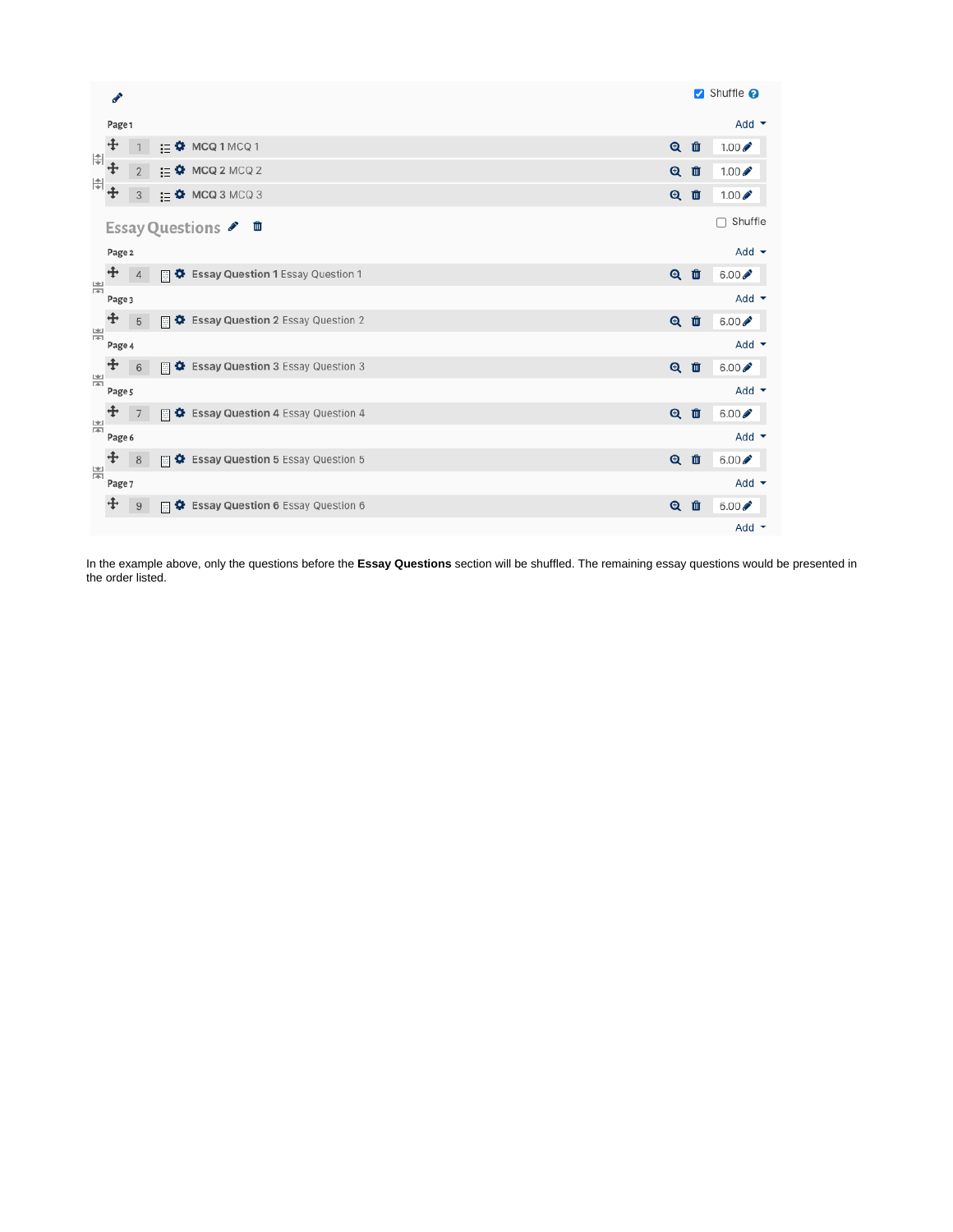Shuffle

Page 1

| | | | |
|---|---|---|---|
| 1 | MCQ 1 MCQ 1 | | 1.00 |
| 2 | MCQ 2 MCQ 2 | | 1.00 |
| 3 | MCQ 3 MCQ 3 | | 1.00 |

Essay Questions

Shuffle

Page 2

| | | |
|---|---|---|
| 4 | Essay Question 1 Essay Question 1 | 6.00 |

Page 3

| | | |
|---|---|---|
| 5 | Essay Question 2 Essay Question 2 | 6.00 |

Page 4

| | | |
|---|---|---|
| 6 | Essay Question 3 Essay Question 3 | 6.00 |

Page 5

| | | |
|---|---|---|
| 7 | Essay Question 4 Essay Question 4 | 6.00 |

Page 6

| | | |
|---|---|---|
| 8 | Essay Question 5 Essay Question 5 | 6.00 |

Page 7

| | | |
|---|---|---|
| 9 | Essay Question 6 Essay Question 6 | 6.00 |

In the example above, only the questions before the **Essay Questions** section will be shuffled. The remaining essay questions would be presented in the order listed.